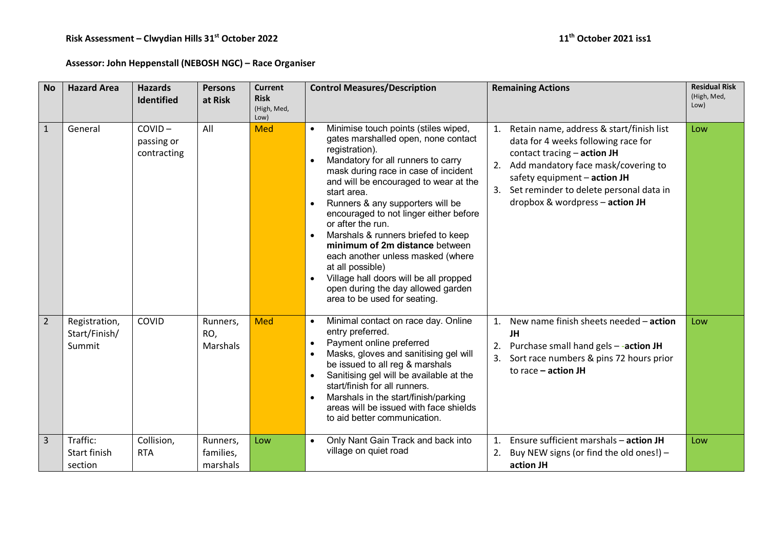**Risk Assessment – Clwydian Hills 31st October 2022** **11th October 2021 iss1**

**Assessor: John Heppenstall (NEBOSH NGC) – Race Organiser**

| No | Hazard Area | Hazards Identified | Persons at Risk | Current Risk (High, Med, Low) | Control Measures/Description | Remaining Actions | Residual Risk (High, Med, Low) |
|---|---|---|---|---|---|---|---|
| 1 | General | COVID – passing or contracting | All | Med | • Minimise touch points (stiles wiped, gates marshalled open, none contact registration).<br>• Mandatory for all runners to carry mask during race in case of incident and will be encouraged to wear at the start area.<br>• Runners & any supporters will be encouraged to not linger either before or after the run.<br>• Marshals & runners briefed to keep **minimum of 2m distance** between each another unless masked (where at all possible)<br>• Village hall doors will be all propped open during the day allowed garden area to be used for seating. | 1. Retain name, address & start/finish list data for 4 weeks following race for contact tracing – **action JH**<br>2. Add mandatory face mask/covering to safety equipment – **action JH**<br>3. Set reminder to delete personal data in dropbox & wordpress – **action JH** | Low |
| 2 | Registration, Start/Finish/ Summit | COVID | Runners, RO, Marshals | Med | • Minimal contact on race day. Online entry preferred.<br>• Payment online preferred<br>• Masks, gloves and sanitising gel will be issued to all reg & marshals<br>• Sanitising gel will be available at the start/finish for all runners.<br>• Marshals in the start/finish/parking areas will be issued with face shields to aid better communication. | 1. New name finish sheets needed – **action JH**<br>2. Purchase small hand gels – -**action JH**<br>3. Sort race numbers & pins 72 hours prior to race – **action JH** | Low |
| 3 | Traffic: Start finish section | Collision, RTA | Runners, families, marshals | Low | • Only Nant Gain Track and back into village on quiet road | 1. Ensure sufficient marshals – **action JH**<br>2. Buy NEW signs (or find the old ones!) – **action JH** | Low |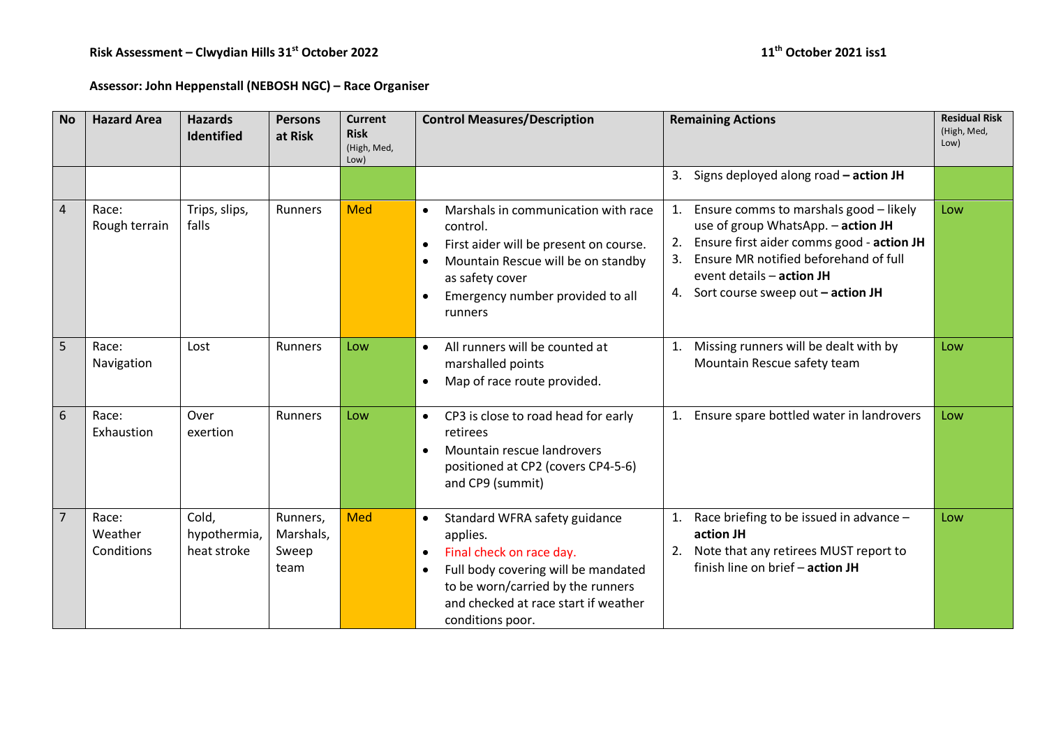**Risk Assessment – Clwydian Hills 31st October 2022** **11th October 2021 iss1**

**Assessor: John Heppenstall (NEBOSH NGC) – Race Organiser**

| No | Hazard Area | Hazards Identified | Persons at Risk | Current Risk (High, Med, Low) | Control Measures/Description | Remaining Actions | Residual Risk (High, Med, Low) |
|---|---|---|---|---|---|---|---|
| | | | | | | 3. Signs deployed along road **– action JH** | |
| 4 | Race: Rough terrain | Trips, slips, falls | Runners | Med | • Marshals in communication with race control.<br>• First aider will be present on course.<br>• Mountain Rescue will be on standby as safety cover<br>• Emergency number provided to all runners | 1. Ensure comms to marshals good – likely use of group WhatsApp. – **action JH**<br>2. Ensure first aider comms good - **action JH**<br>3. Ensure MR notified beforehand of full event details – **action JH**<br>4. Sort course sweep out **– action JH** | Low |
| 5 | Race: Navigation | Lost | Runners | Low | • All runners will be counted at marshalled points<br>• Map of race route provided. | 1. Missing runners will be dealt with by Mountain Rescue safety team | Low |
| 6 | Race: Exhaustion | Over exertion | Runners | Low | • CP3 is close to road head for early retirees<br>• Mountain rescue landrovers positioned at CP2 (covers CP4-5-6) and CP9 (summit) | 1. Ensure spare bottled water in landrovers | Low |
| 7 | Race: Weather Conditions | Cold, hypothermia, heat stroke | Runners, Marshals, Sweep team | Med | • Standard WFRA safety guidance applies.<br>• Final check on race day.<br>• Full body covering will be mandated to be worn/carried by the runners and checked at race start if weather conditions poor. | 1. Race briefing to be issued in advance – **action JH**<br>2. Note that any retirees MUST report to finish line on brief – **action JH** | Low |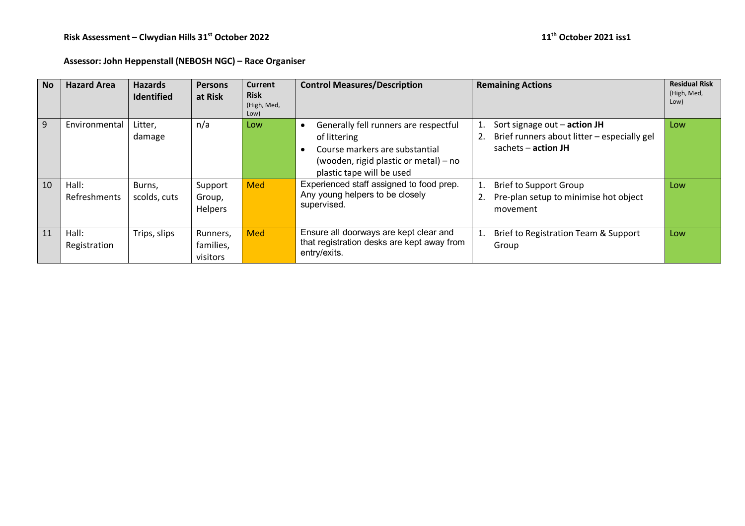**Risk Assessment – Clwydian Hills 31st October 2022** **11th October 2021 iss1**

**Assessor: John Heppenstall (NEBOSH NGC) – Race Organiser**

| No | Hazard Area | Hazards Identified | Persons at Risk | Current Risk (High, Med, Low) | Control Measures/Description | Remaining Actions | Residual Risk (High, Med, Low) |
|---|---|---|---|---|---|---|---|
| 9 | Environmental | Litter, damage | n/a | Low | • Generally fell runners are respectful of littering<br>• Course markers are substantial (wooden, rigid plastic or metal) – no plastic tape will be used | 1. Sort signage out – **action JH**<br>2. Brief runners about litter – especially gel sachets – **action JH** | Low |
| 10 | Hall: Refreshments | Burns, scolds, cuts | Support Group, Helpers | Med | Experienced staff assigned to food prep. Any young helpers to be closely supervised. | 1. Brief to Support Group<br>2. Pre-plan setup to minimise hot object movement | Low |
| 11 | Hall: Registration | Trips, slips | Runners, families, visitors | Med | Ensure all doorways are kept clear and that registration desks are kept away from entry/exits. | 1. Brief to Registration Team & Support Group | Low |